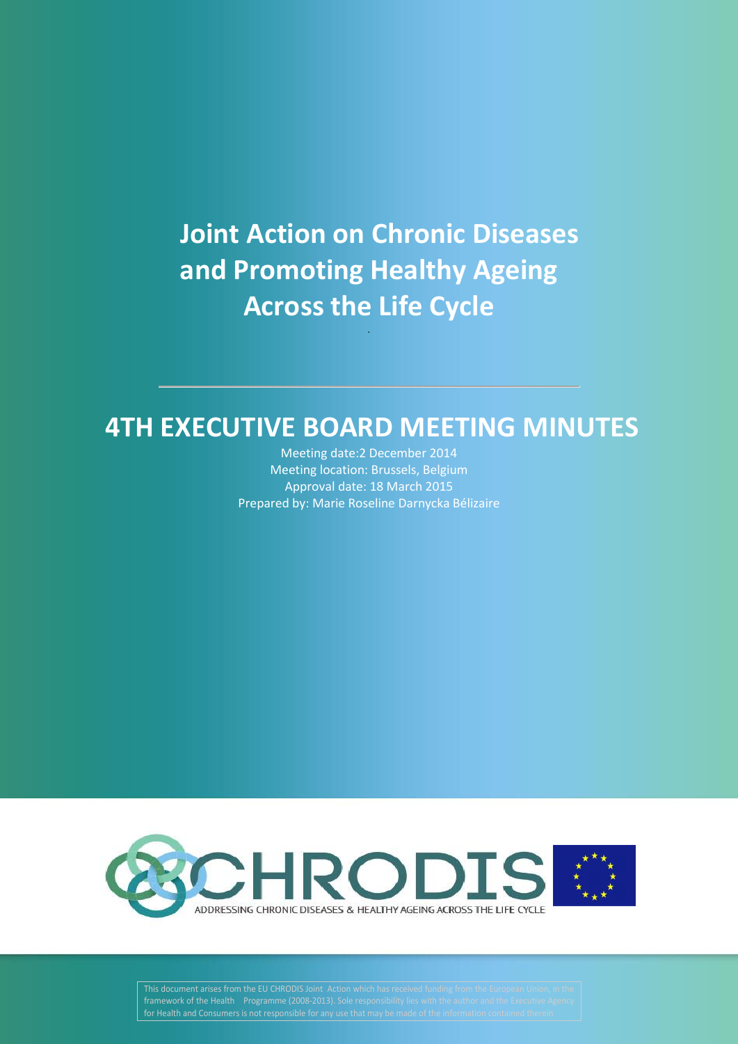# Joint Action on Chronic Diseases and Promoting Healthy Ageing Across the Life Cycle

## 4TH EXECUTIVE BOARD MEETING MINUTES

Meeting date:2 December 2014
Meeting location: Brussels, Belgium
Approval date: 18 March 2015
Prepared by: Marie Roseline Darnycka Bélizaire

CHRODIS
ADDRESSING CHRONIC DISEASES & HEALTHY AGEING ACROSS THE LIFE CYCLE

This document arises from the EU CHRODIS Joint Action which has received funding from the European Union, in the framework of the Health Programme (2008-2013). Sole responsibility lies with the author and the Executive Agency for Health and Consumers is not responsible for any use that may be made of the information contained therein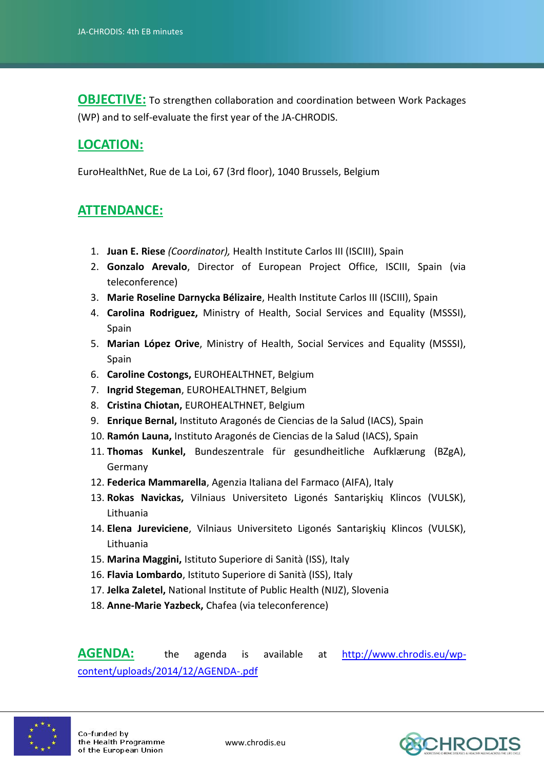## OBJECTIVE:

To strengthen collaboration and coordination between Work Packages (WP) and to self-evaluate the first year of the JA-CHRODIS.

## LOCATION:

EuroHealthNet, Rue de La Loi, 67 (3rd floor), 1040 Brussels, Belgium

## ATTENDANCE:

1. **Juan E. Riese** *(Coordinator),* Health Institute Carlos III (ISCIII), Spain
2. **Gonzalo Arevalo**, Director of European Project Office, ISCIII, Spain (via teleconference)
3. **Marie Roseline Darnycka Bélizaire**, Health Institute Carlos III (ISCIII), Spain
4. **Carolina Rodriguez,** Ministry of Health, Social Services and Equality (MSSSI), Spain
5. **Marian López Orive**, Ministry of Health, Social Services and Equality (MSSSI), Spain
6. **Caroline Costongs,** EUROHEALTHNET, Belgium
7. **Ingrid Stegeman**, EUROHEALTHNET, Belgium
8. **Cristina Chiotan,** EUROHEALTHNET, Belgium
9. **Enrique Bernal,** Instituto Aragonés de Ciencias de la Salud (IACS), Spain
10. **Ramón Launa,** Instituto Aragonés de Ciencias de la Salud (IACS), Spain
11. **Thomas Kunkel,** Bundeszentrale für gesundheitliche Aufklærung (BZgA), Germany
12. **Federica Mammarella**, Agenzia Italiana del Farmaco (AIFA), Italy
13. **Rokas Navickas,** Vilniaus Universiteto Ligonés Santarişkių Klincos (VULSK), Lithuania
14. **Elena Jureviciene**, Vilniaus Universiteto Ligonés Santarişkių Klincos (VULSK), Lithuania
15. **Marina Maggini,** Istituto Superiore di Sanità (ISS), Italy
16. **Flavia Lombardo**, Istituto Superiore di Sanità (ISS), Italy
17. **Jelka Zaletel,** National Institute of Public Health (NIJZ), Slovenia
18. **Anne-Marie Yazbeck,** Chafea (via teleconference)

## AGENDA:

the agenda is available at http://www.chrodis.eu/wp-content/uploads/2014/12/AGENDA-.pdf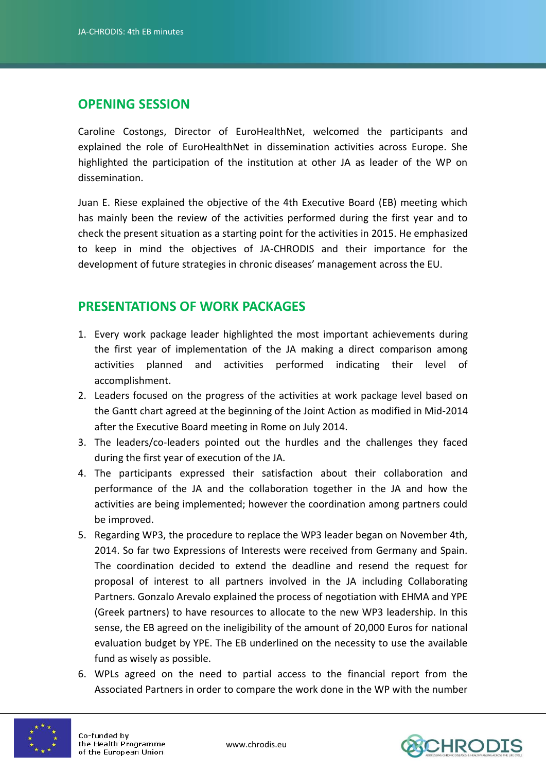## OPENING SESSION

Caroline Costongs, Director of EuroHealthNet, welcomed the participants and explained the role of EuroHealthNet in dissemination activities across Europe. She highlighted the participation of the institution at other JA as leader of the WP on dissemination.

Juan E. Riese explained the objective of the 4th Executive Board (EB) meeting which has mainly been the review of the activities performed during the first year and to check the present situation as a starting point for the activities in 2015. He emphasized to keep in mind the objectives of JA-CHRODIS and their importance for the development of future strategies in chronic diseases' management across the EU.

## PRESENTATIONS OF WORK PACKAGES

1. Every work package leader highlighted the most important achievements during the first year of implementation of the JA making a direct comparison among activities planned and activities performed indicating their level of accomplishment.
2. Leaders focused on the progress of the activities at work package level based on the Gantt chart agreed at the beginning of the Joint Action as modified in Mid-2014 after the Executive Board meeting in Rome on July 2014.
3. The leaders/co-leaders pointed out the hurdles and the challenges they faced during the first year of execution of the JA.
4. The participants expressed their satisfaction about their collaboration and performance of the JA and the collaboration together in the JA and how the activities are being implemented; however the coordination among partners could be improved.
5. Regarding WP3, the procedure to replace the WP3 leader began on November 4th, 2014. So far two Expressions of Interests were received from Germany and Spain. The coordination decided to extend the deadline and resend the request for proposal of interest to all partners involved in the JA including Collaborating Partners. Gonzalo Arevalo explained the process of negotiation with EHMA and YPE (Greek partners) to have resources to allocate to the new WP3 leadership. In this sense, the EB agreed on the ineligibility of the amount of 20,000 Euros for national evaluation budget by YPE. The EB underlined on the necessity to use the available fund as wisely as possible.
6. WPLs agreed on the need to partial access to the financial report from the Associated Partners in order to compare the work done in the WP with the number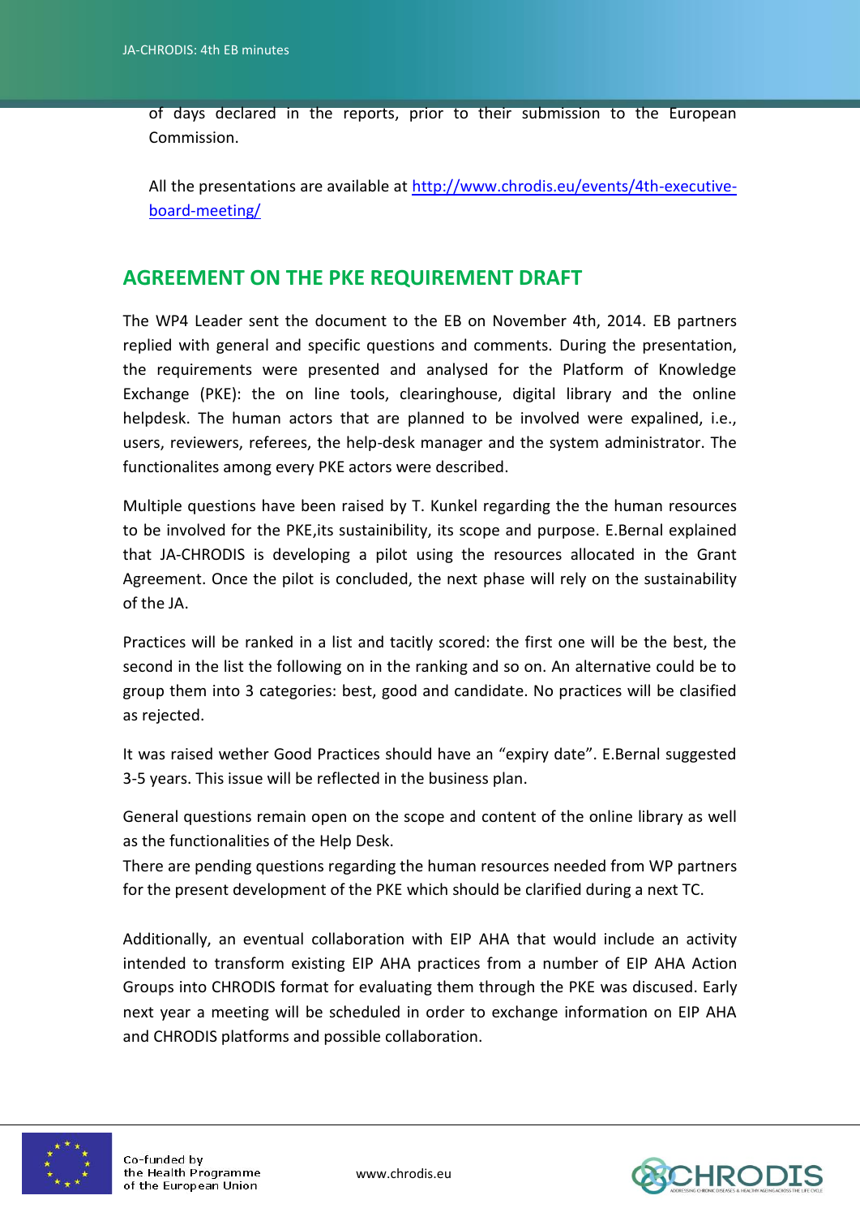of days declared in the reports, prior to their submission to the European Commission.

All the presentations are available at [http://www.chrodis.eu/events/4th-executive-board-meeting/](http://www.chrodis.eu/events/4th-executive-board-meeting/)

## AGREEMENT ON THE PKE REQUIREMENT DRAFT

The WP4 Leader sent the document to the EB on November 4th, 2014. EB partners replied with general and specific questions and comments. During the presentation, the requirements were presented and analysed for the Platform of Knowledge Exchange (PKE): the on line tools, clearinghouse, digital library and the online helpdesk. The human actors that are planned to be involved were expalined, i.e., users, reviewers, referees, the help-desk manager and the system administrator. The functionalites among every PKE actors were described.

Multiple questions have been raised by T. Kunkel regarding the the human resources to be involved for the PKE,its sustainibility, its scope and purpose. E.Bernal explained that JA-CHRODIS is developing a pilot using the resources allocated in the Grant Agreement. Once the pilot is concluded, the next phase will rely on the sustainability of the JA.

Practices will be ranked in a list and tacitly scored: the first one will be the best, the second in the list the following on in the ranking and so on. An alternative could be to group them into 3 categories: best, good and candidate. No practices will be clasified as rejected.

It was raised wether Good Practices should have an "expiry date". E.Bernal suggested 3-5 years. This issue will be reflected in the business plan.

General questions remain open on the scope and content of the online library as well as the functionalities of the Help Desk.
There are pending questions regarding the human resources needed from WP partners for the present development of the PKE which should be clarified during a next TC.

Additionally, an eventual collaboration with EIP AHA that would include an activity intended to transform existing EIP AHA practices from a number of EIP AHA Action Groups into CHRODIS format for evaluating them through the PKE was discused. Early next year a meeting will be scheduled in order to exchange information on EIP AHA and CHRODIS platforms and possible collaboration.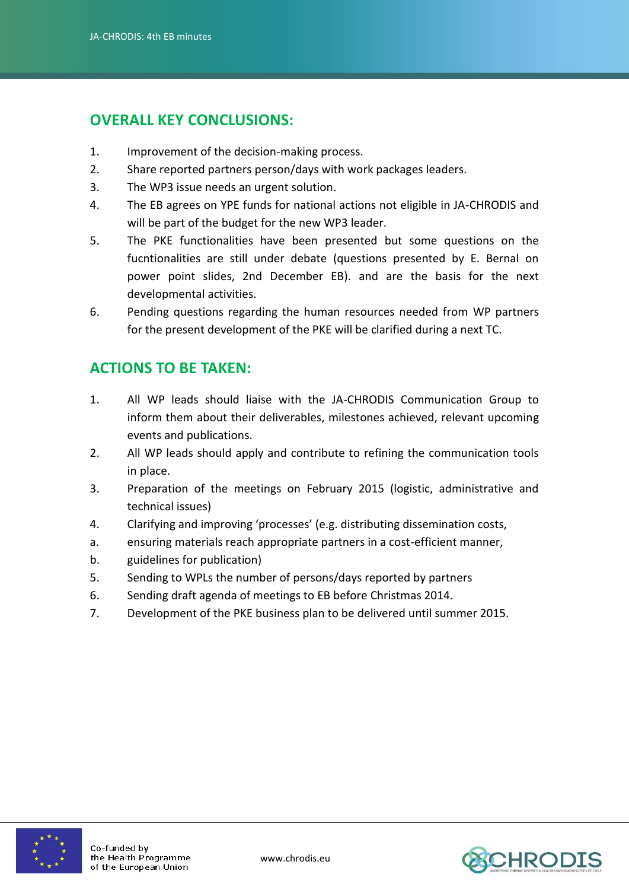## OVERALL KEY CONCLUSIONS:

1. Improvement of the decision-making process.
2. Share reported partners person/days with work packages leaders.
3. The WP3 issue needs an urgent solution.
4. The EB agrees on YPE funds for national actions not eligible in JA-CHRODIS and will be part of the budget for the new WP3 leader.
5. The PKE functionalities have been presented but some questions on the fucntionalities are still under debate (questions presented by E. Bernal on power point slides, 2nd December EB). and are the basis for the next developmental activities.
6. Pending questions regarding the human resources needed from WP partners for the present development of the PKE will be clarified during a next TC.

## ACTIONS TO BE TAKEN:

1. All WP leads should liaise with the JA-CHRODIS Communication Group to inform them about their deliverables, milestones achieved, relevant upcoming events and publications.
2. All WP leads should apply and contribute to refining the communication tools in place.
3. Preparation of the meetings on February 2015 (logistic, administrative and technical issues)
4. Clarifying and improving 'processes' (e.g. distributing dissemination costs,
   a. ensuring materials reach appropriate partners in a cost-efficient manner,
   b. guidelines for publication)
5. Sending to WPLs the number of persons/days reported by partners
6. Sending draft agenda of meetings to EB before Christmas 2014.
7. Development of the PKE business plan to be delivered until summer 2015.